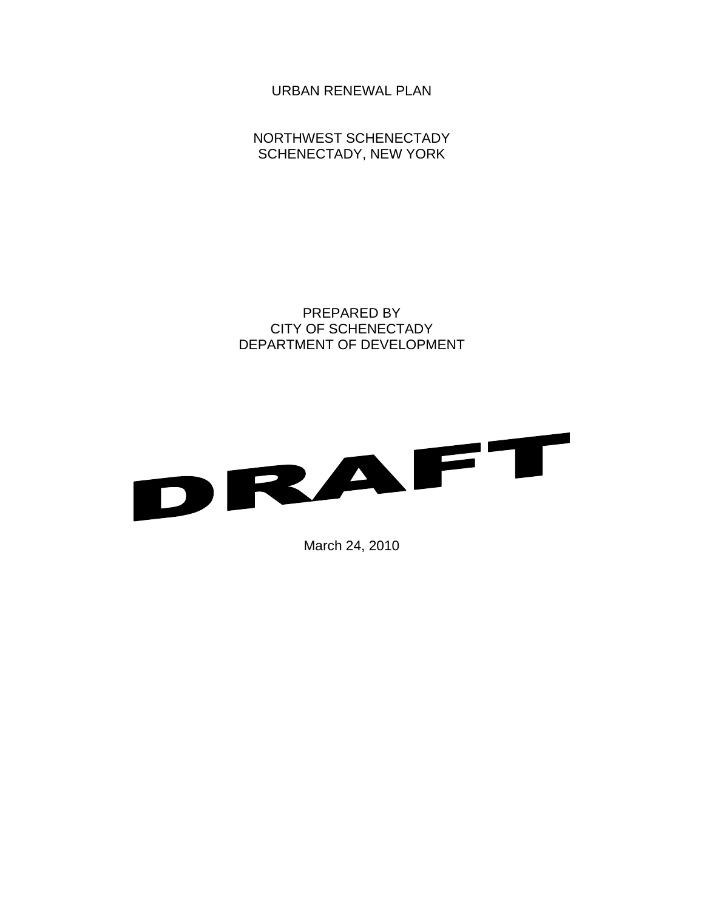# URBAN RENEWAL PLAN

NORTHWEST SCHENECTADY
SCHENECTADY, NEW YORK

PREPARED BY
CITY OF SCHENECTADY
DEPARTMENT OF DEVELOPMENT

DRAFT

March 24, 2010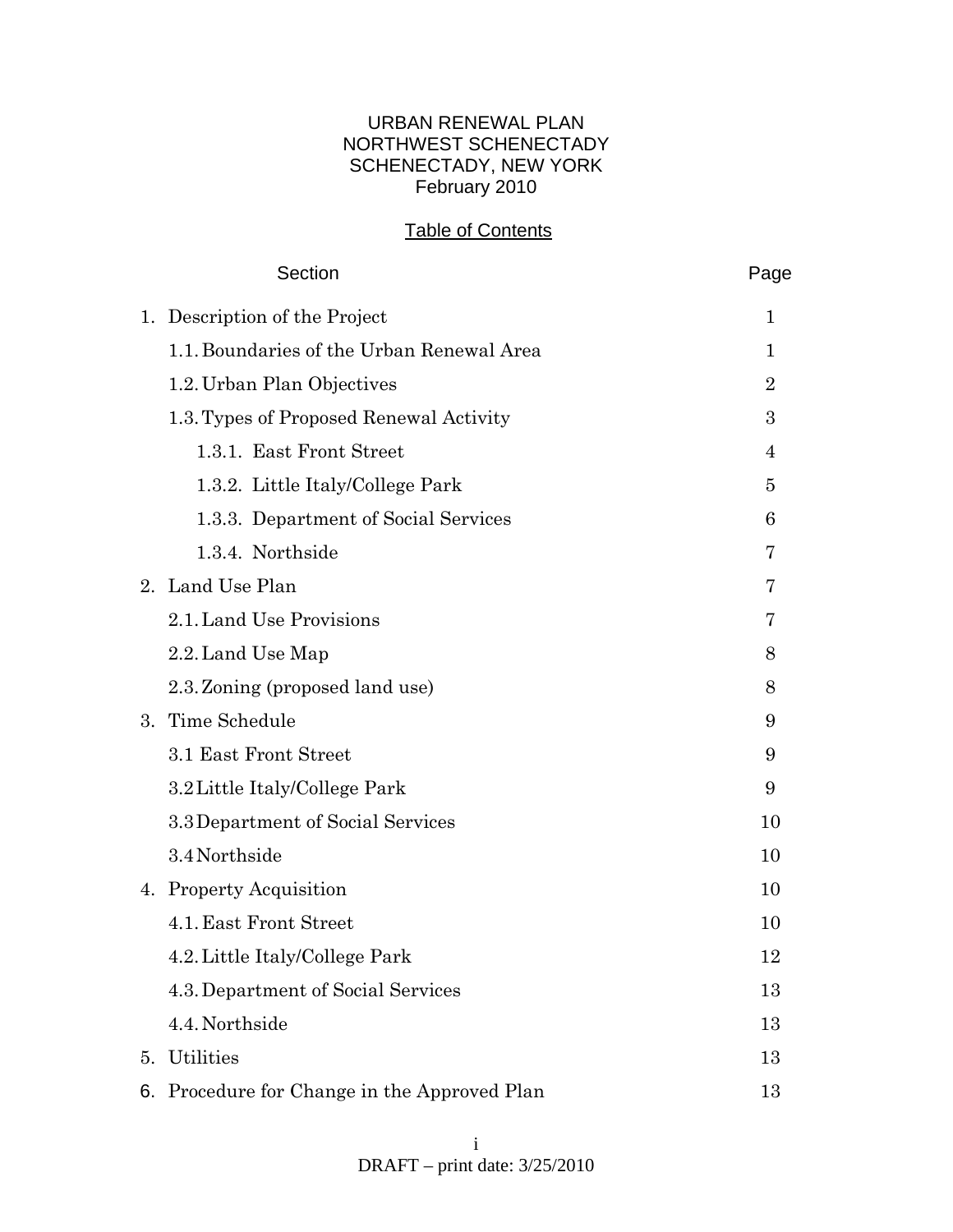URBAN RENEWAL PLAN
NORTHWEST SCHENECTADY
SCHENECTADY, NEW YORK
February 2010

## Table of Contents

| Section | Page |
|---|---|
| 1. Description of the Project | 1 |
| 1.1. Boundaries of the Urban Renewal Area | 1 |
| 1.2. Urban Plan Objectives | 2 |
| 1.3. Types of Proposed Renewal Activity | 3 |
| 1.3.1. East Front Street | 4 |
| 1.3.2. Little Italy/College Park | 5 |
| 1.3.3. Department of Social Services | 6 |
| 1.3.4. Northside | 7 |
| 2. Land Use Plan | 7 |
| 2.1. Land Use Provisions | 7 |
| 2.2. Land Use Map | 8 |
| 2.3. Zoning (proposed land use) | 8 |
| 3. Time Schedule | 9 |
| 3.1 East Front Street | 9 |
| 3.2 Little Italy/College Park | 9 |
| 3.3 Department of Social Services | 10 |
| 3.4 Northside | 10 |
| 4. Property Acquisition | 10 |
| 4.1. East Front Street | 10 |
| 4.2. Little Italy/College Park | 12 |
| 4.3. Department of Social Services | 13 |
| 4.4. Northside | 13 |
| 5. Utilities | 13 |
| 6. Procedure for Change in the Approved Plan | 13 |

DRAFT – print date: 3/25/2010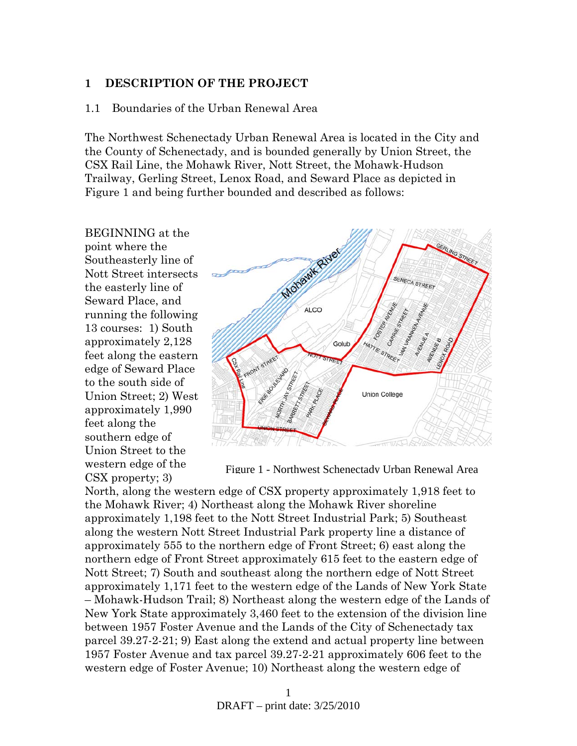# 1 DESCRIPTION OF THE PROJECT

## 1.1 Boundaries of the Urban Renewal Area

The Northwest Schenectady Urban Renewal Area is located in the City and the County of Schenectady, and is bounded generally by Union Street, the CSX Rail Line, the Mohawk River, Nott Street, the Mohawk-Hudson Trailway, Gerling Street, Lenox Road, and Seward Place as depicted in Figure 1 and being further bounded and described as follows:

Figure 1 - Northwest Schenectady Urban Renewal Area

BEGINNING at the point where the Southeasterly line of Nott Street intersects the easterly line of Seward Place, and running the following 13 courses: 1) South approximately 2,128 feet along the eastern edge of Seward Place to the south side of Union Street; 2) West approximately 1,990 feet along the southern edge of Union Street to the western edge of the CSX property; 3) North, along the western edge of CSX property approximately 1,918 feet to the Mohawk River; 4) Northeast along the Mohawk River shoreline approximately 1,198 feet to the Nott Street Industrial Park; 5) Southeast along the western Nott Street Industrial Park property line a distance of approximately 555 to the northern edge of Front Street; 6) east along the northern edge of Front Street approximately 615 feet to the eastern edge of Nott Street; 7) South and southeast along the northern edge of Nott Street approximately 1,171 feet to the western edge of the Lands of New York State – Mohawk-Hudson Trail; 8) Northeast along the western edge of the Lands of New York State approximately 3,460 feet to the extension of the division line between 1957 Foster Avenue and the Lands of the City of Schenectady tax parcel 39.27-2-21; 9) East along the extend and actual property line between 1957 Foster Avenue and tax parcel 39.27-2-21 approximately 606 feet to the western edge of Foster Avenue; 10) Northeast along the western edge of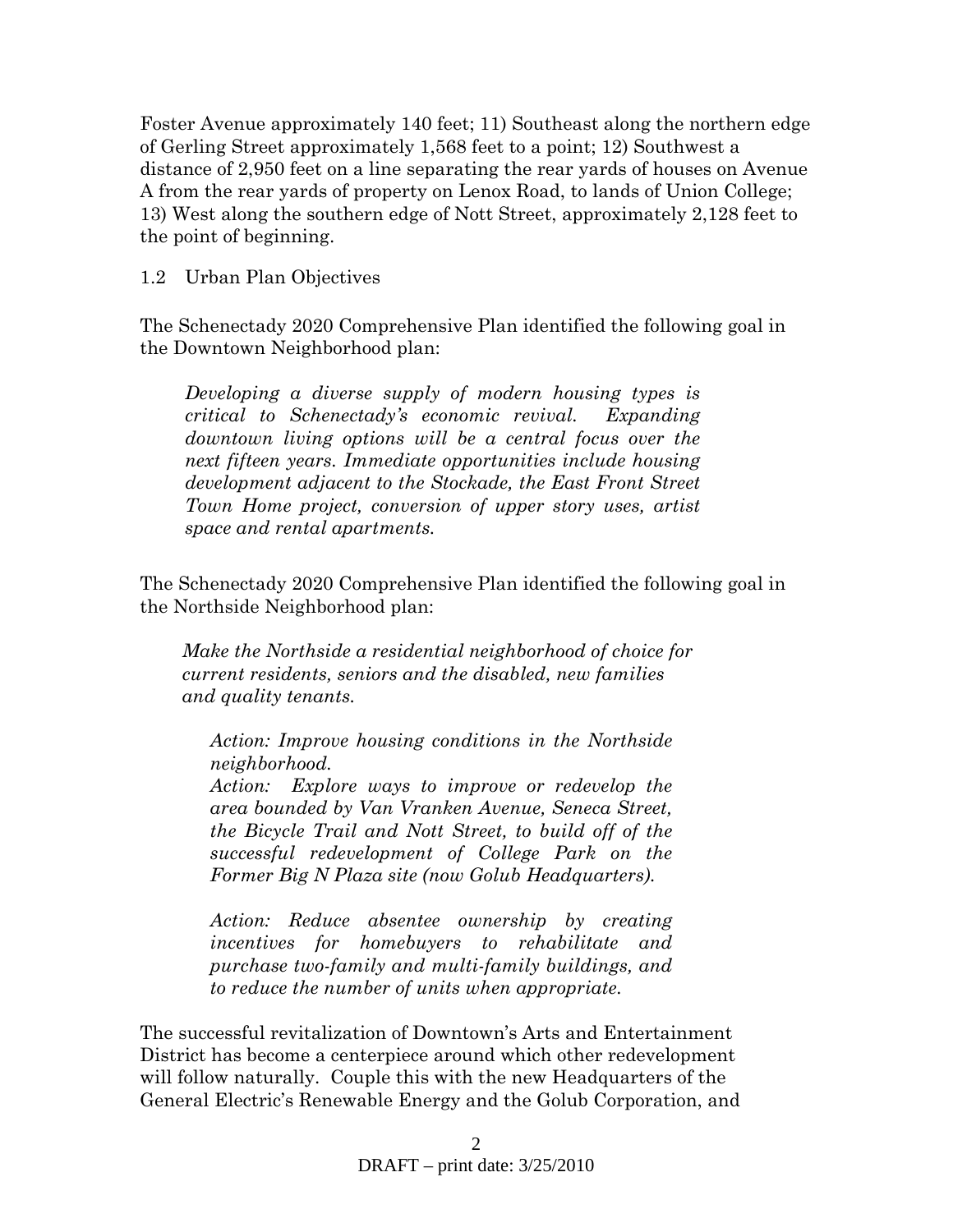Foster Avenue approximately 140 feet; 11) Southeast along the northern edge of Gerling Street approximately 1,568 feet to a point; 12) Southwest a distance of 2,950 feet on a line separating the rear yards of houses on Avenue A from the rear yards of property on Lenox Road, to lands of Union College; 13) West along the southern edge of Nott Street, approximately 2,128 feet to the point of beginning.

### 1.2 Urban Plan Objectives

The Schenectady 2020 Comprehensive Plan identified the following goal in the Downtown Neighborhood plan:

> *Developing a diverse supply of modern housing types is critical to Schenectady's economic revival. Expanding downtown living options will be a central focus over the next fifteen years. Immediate opportunities include housing development adjacent to the Stockade, the East Front Street Town Home project, conversion of upper story uses, artist space and rental apartments.*

The Schenectady 2020 Comprehensive Plan identified the following goal in the Northside Neighborhood plan:

> *Make the Northside a residential neighborhood of choice for current residents, seniors and the disabled, new families and quality tenants.*
>
> > *Action: Improve housing conditions in the Northside neighborhood.*
> > *Action: Explore ways to improve or redevelop the area bounded by Van Vranken Avenue, Seneca Street, the Bicycle Trail and Nott Street, to build off of the successful redevelopment of College Park on the Former Big N Plaza site (now Golub Headquarters).*
> >
> > *Action: Reduce absentee ownership by creating incentives for homebuyers to rehabilitate and purchase two-family and multi-family buildings, and to reduce the number of units when appropriate.*

The successful revitalization of Downtown's Arts and Entertainment District has become a centerpiece around which other redevelopment will follow naturally. Couple this with the new Headquarters of the General Electric's Renewable Energy and the Golub Corporation, and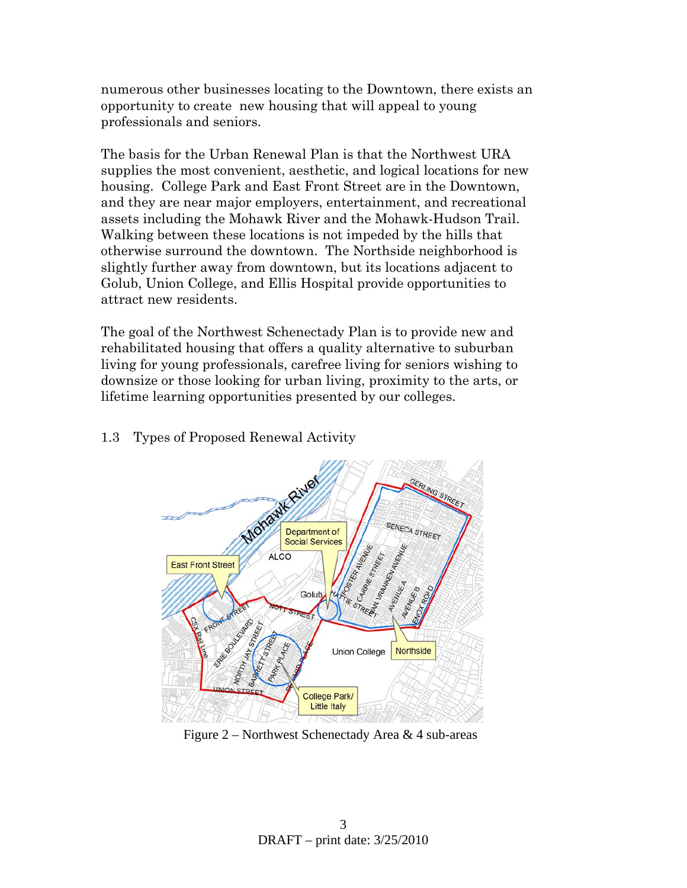numerous other businesses locating to the Downtown, there exists an opportunity to create new housing that will appeal to young professionals and seniors.

The basis for the Urban Renewal Plan is that the Northwest URA supplies the most convenient, aesthetic, and logical locations for new housing. College Park and East Front Street are in the Downtown, and they are near major employers, entertainment, and recreational assets including the Mohawk River and the Mohawk-Hudson Trail. Walking between these locations is not impeded by the hills that otherwise surround the downtown. The Northside neighborhood is slightly further away from downtown, but its locations adjacent to Golub, Union College, and Ellis Hospital provide opportunities to attract new residents.

The goal of the Northwest Schenectady Plan is to provide new and rehabilitated housing that offers a quality alternative to suburban living for young professionals, carefree living for seniors wishing to downsize or those looking for urban living, proximity to the arts, or lifetime learning opportunities presented by our colleges.

## 1.3 Types of Proposed Renewal Activity

Figure 2 – Northwest Schenectady Area & 4 sub-areas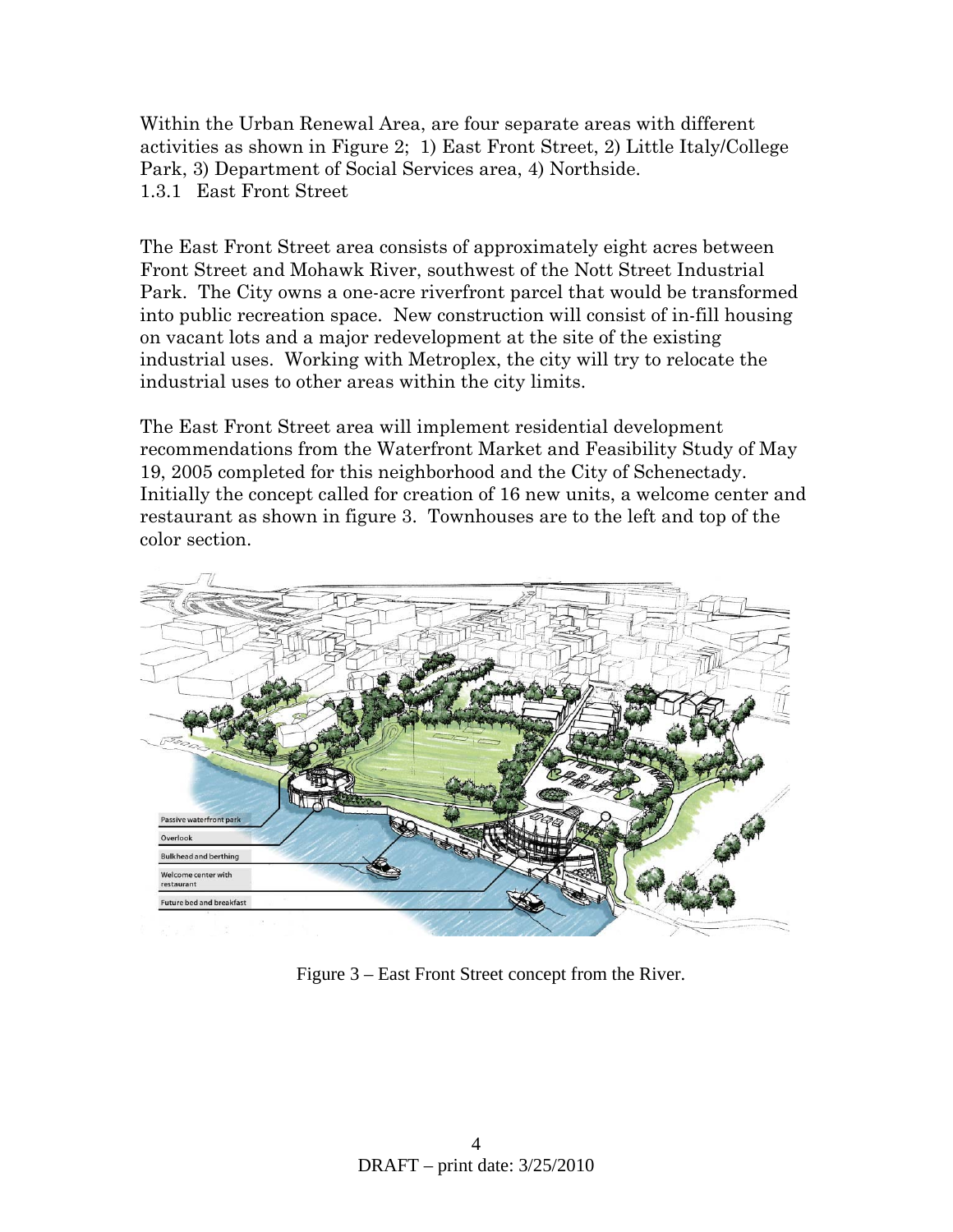Within the Urban Renewal Area, are four separate areas with different activities as shown in Figure 2; 1) East Front Street, 2) Little Italy/College Park, 3) Department of Social Services area, 4) Northside.

### 1.3.1 East Front Street

The East Front Street area consists of approximately eight acres between Front Street and Mohawk River, southwest of the Nott Street Industrial Park. The City owns a one-acre riverfront parcel that would be transformed into public recreation space. New construction will consist of in-fill housing on vacant lots and a major redevelopment at the site of the existing industrial uses. Working with Metroplex, the city will try to relocate the industrial uses to other areas within the city limits.

The East Front Street area will implement residential development recommendations from the Waterfront Market and Feasibility Study of May 19, 2005 completed for this neighborhood and the City of Schenectady. Initially the concept called for creation of 16 new units, a welcome center and restaurant as shown in figure 3. Townhouses are to the left and top of the color section.

Figure 3 – East Front Street concept from the River.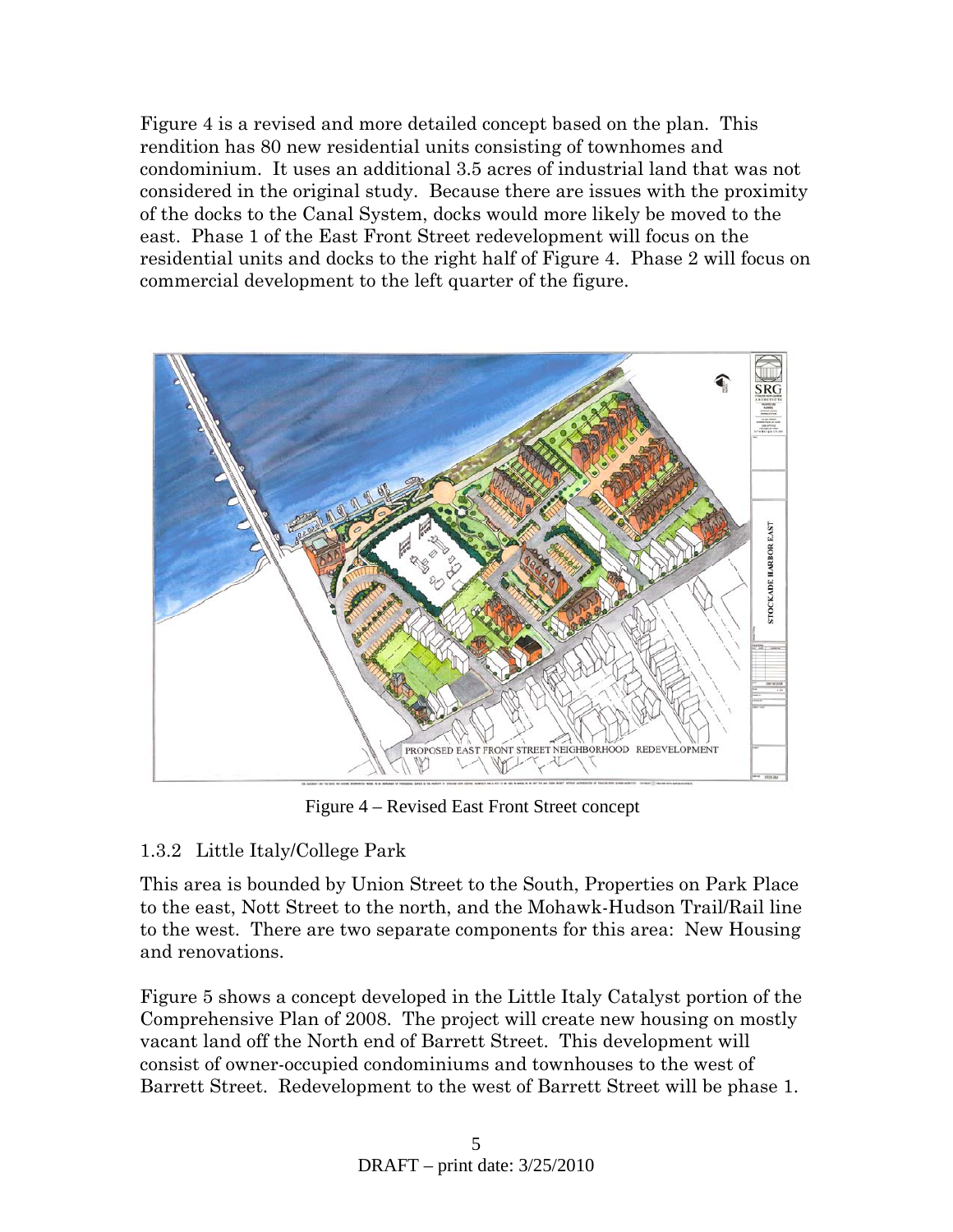Figure 4 is a revised and more detailed concept based on the plan. This rendition has 80 new residential units consisting of townhomes and condominium. It uses an additional 3.5 acres of industrial land that was not considered in the original study. Because there are issues with the proximity of the docks to the Canal System, docks would more likely be moved to the east. Phase 1 of the East Front Street redevelopment will focus on the residential units and docks to the right half of Figure 4. Phase 2 will focus on commercial development to the left quarter of the figure.

Figure 4 – Revised East Front Street concept

### 1.3.2 Little Italy/College Park

This area is bounded by Union Street to the South, Properties on Park Place to the east, Nott Street to the north, and the Mohawk-Hudson Trail/Rail line to the west. There are two separate components for this area: New Housing and renovations.

Figure 5 shows a concept developed in the Little Italy Catalyst portion of the Comprehensive Plan of 2008. The project will create new housing on mostly vacant land off the North end of Barrett Street. This development will consist of owner-occupied condominiums and townhouses to the west of Barrett Street. Redevelopment to the west of Barrett Street will be phase 1.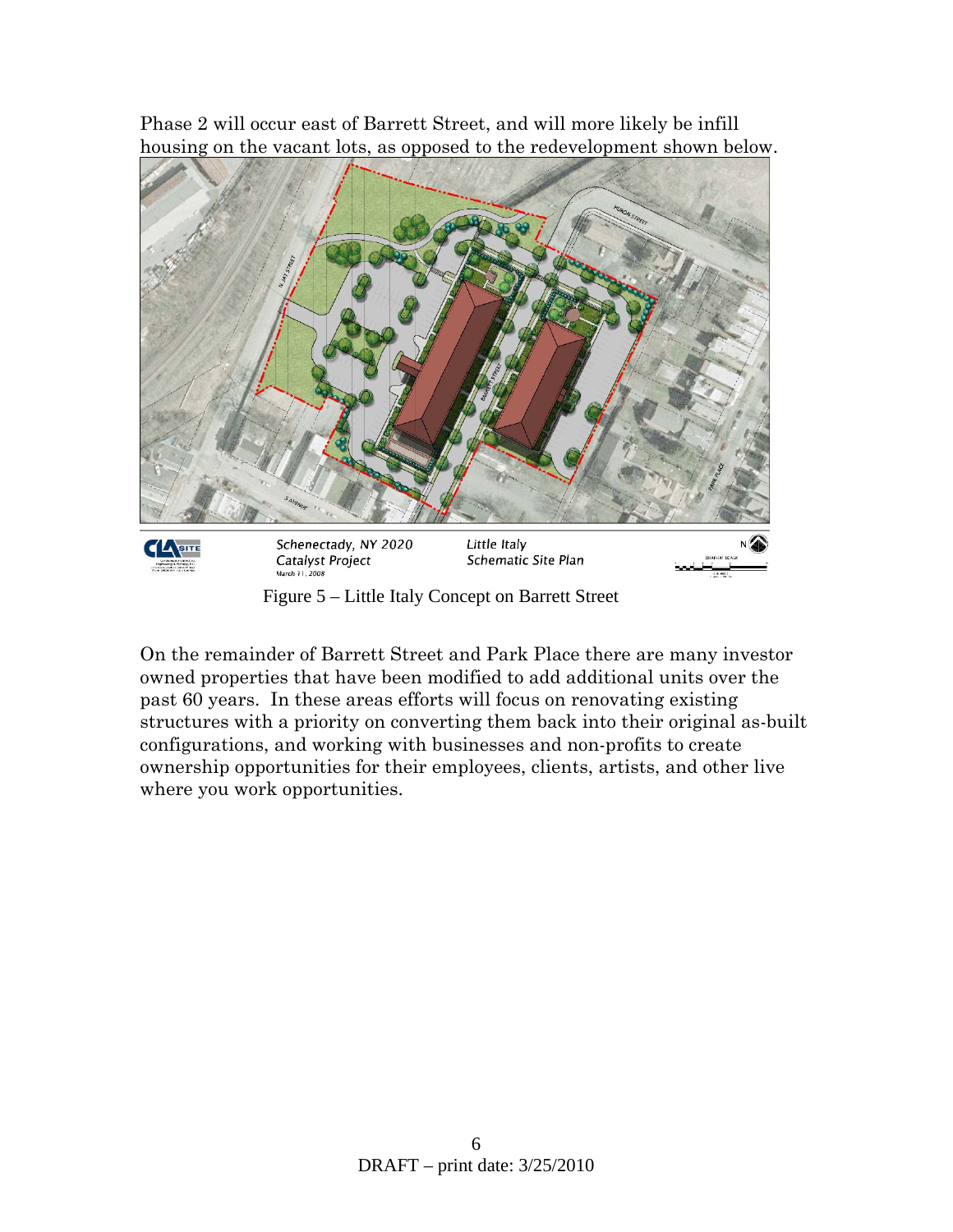Phase 2 will occur east of Barrett Street, and will more likely be infill housing on the vacant lots, as opposed to the redevelopment shown below.

Figure 5 – Little Italy Concept on Barrett Street

On the remainder of Barrett Street and Park Place there are many investor owned properties that have been modified to add additional units over the past 60 years. In these areas efforts will focus on renovating existing structures with a priority on converting them back into their original as-built configurations, and working with businesses and non-profits to create ownership opportunities for their employees, clients, artists, and other live where you work opportunities.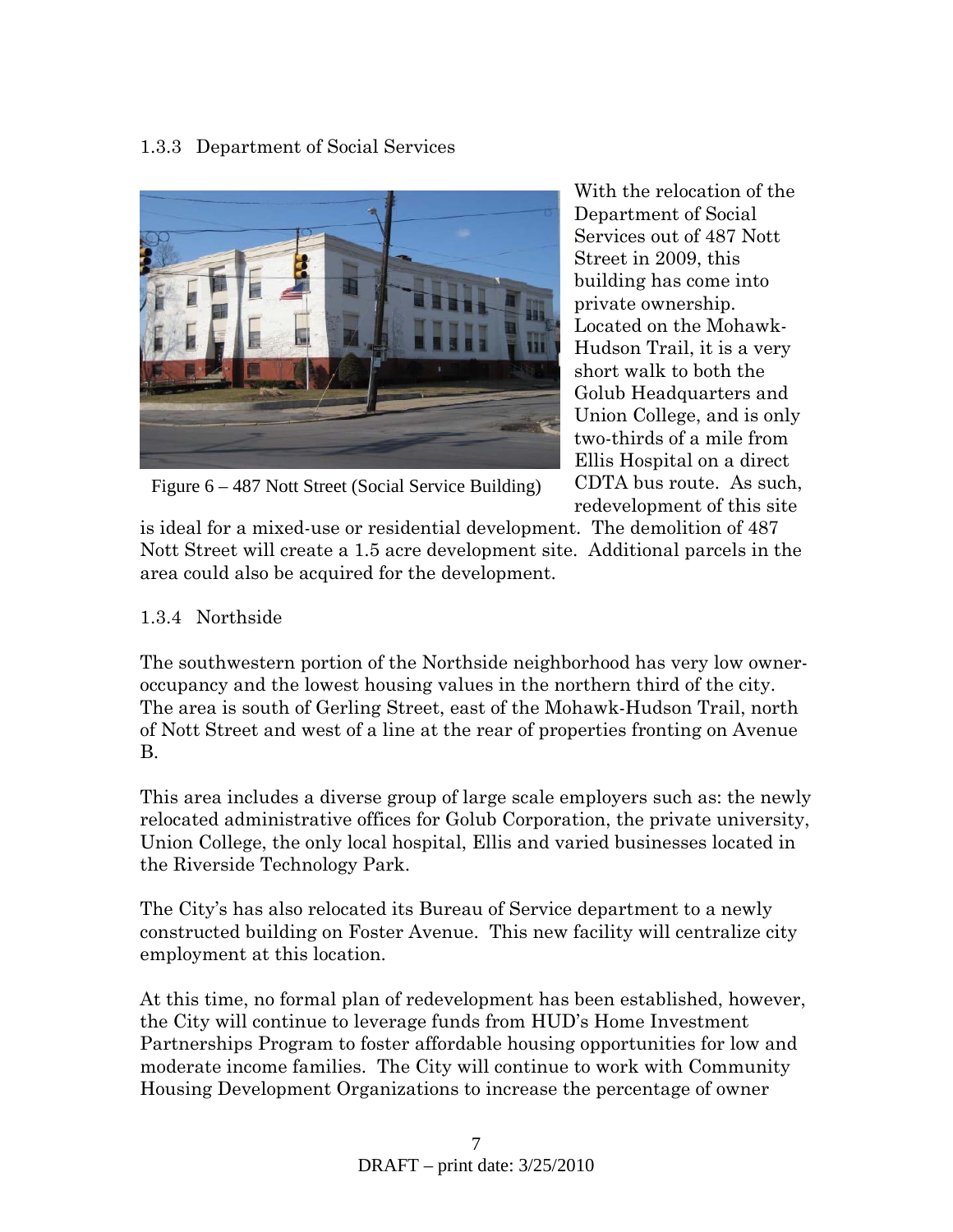### 1.3.3 Department of Social Services

Figure 6 – 487 Nott Street (Social Service Building)

With the relocation of the Department of Social Services out of 487 Nott Street in 2009, this building has come into private ownership. Located on the Mohawk-Hudson Trail, it is a very short walk to both the Golub Headquarters and Union College, and is only two-thirds of a mile from Ellis Hospital on a direct CDTA bus route. As such, redevelopment of this site is ideal for a mixed-use or residential development. The demolition of 487 Nott Street will create a 1.5 acre development site. Additional parcels in the area could also be acquired for the development.

### 1.3.4 Northside

The southwestern portion of the Northside neighborhood has very low owner-occupancy and the lowest housing values in the northern third of the city. The area is south of Gerling Street, east of the Mohawk-Hudson Trail, north of Nott Street and west of a line at the rear of properties fronting on Avenue B.

This area includes a diverse group of large scale employers such as: the newly relocated administrative offices for Golub Corporation, the private university, Union College, the only local hospital, Ellis and varied businesses located in the Riverside Technology Park.

The City's has also relocated its Bureau of Service department to a newly constructed building on Foster Avenue. This new facility will centralize city employment at this location.

At this time, no formal plan of redevelopment has been established, however, the City will continue to leverage funds from HUD's Home Investment Partnerships Program to foster affordable housing opportunities for low and moderate income families. The City will continue to work with Community Housing Development Organizations to increase the percentage of owner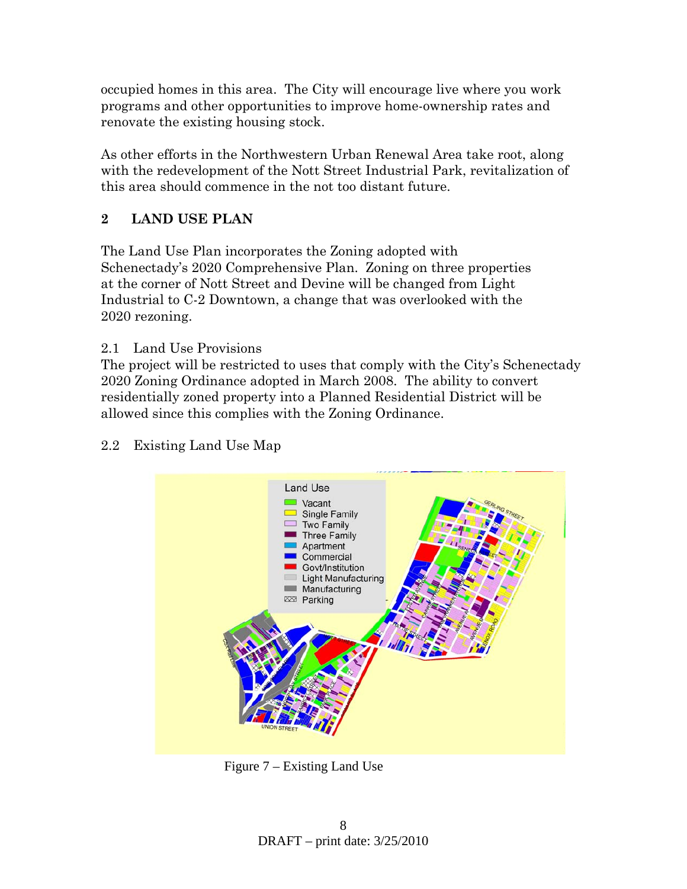occupied homes in this area. The City will encourage live where you work programs and other opportunities to improve home-ownership rates and renovate the existing housing stock.

As other efforts in the Northwestern Urban Renewal Area take root, along with the redevelopment of the Nott Street Industrial Park, revitalization of this area should commence in the not too distant future.

## 2 LAND USE PLAN

The Land Use Plan incorporates the Zoning adopted with Schenectady's 2020 Comprehensive Plan. Zoning on three properties at the corner of Nott Street and Devine will be changed from Light Industrial to C-2 Downtown, a change that was overlooked with the 2020 rezoning.

### 2.1 Land Use Provisions

The project will be restricted to uses that comply with the City's Schenectady 2020 Zoning Ordinance adopted in March 2008. The ability to convert residentially zoned property into a Planned Residential District will be allowed since this complies with the Zoning Ordinance.

### 2.2 Existing Land Use Map

Figure 7 – Existing Land Use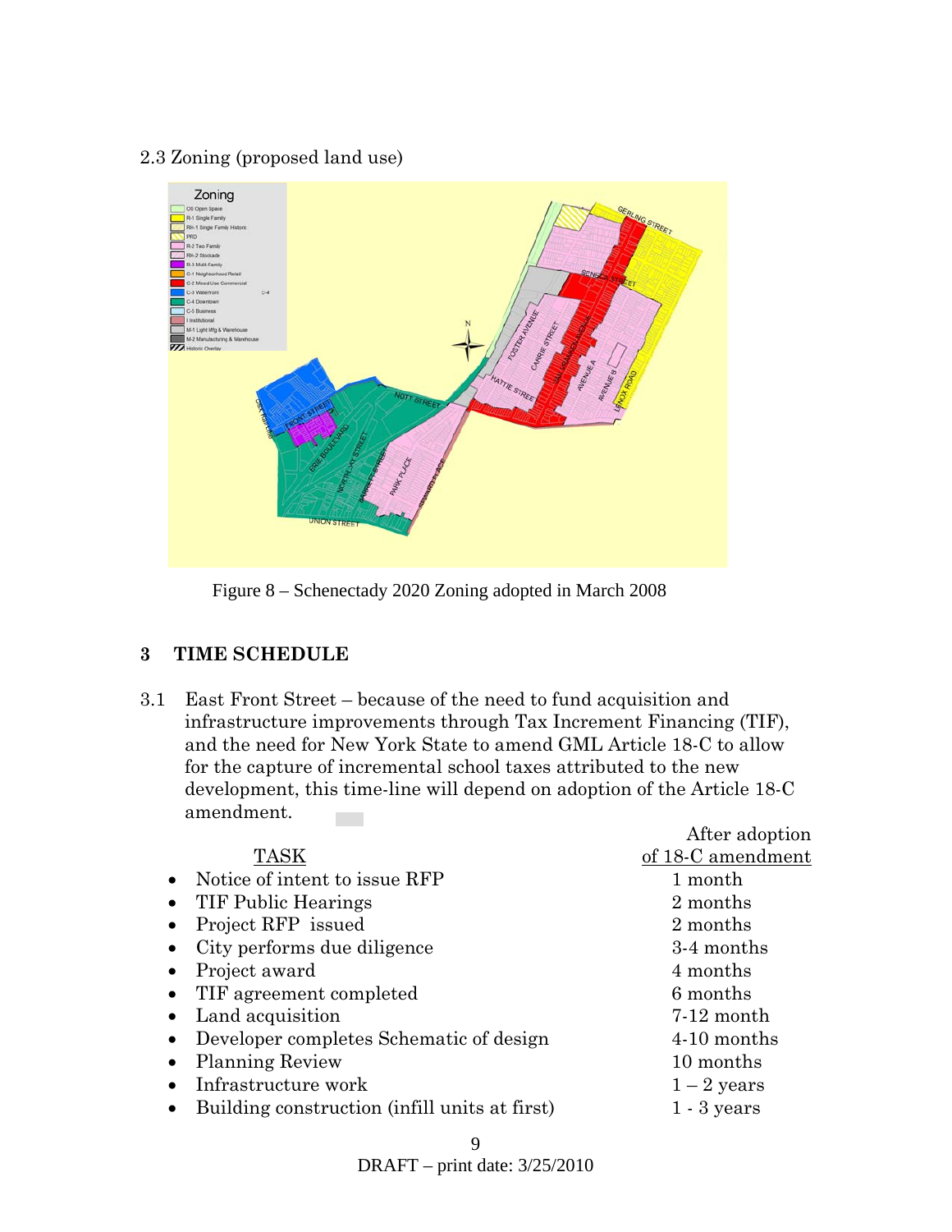2.3 Zoning (proposed land use)

Figure 8 – Schenectady 2020 Zoning adopted in March 2008

## 3 TIME SCHEDULE

3.1 East Front Street – because of the need to fund acquisition and infrastructure improvements through Tax Increment Financing (TIF), and the need for New York State to amend GML Article 18-C to allow for the capture of incremental school taxes attributed to the new development, this time-line will depend on adoption of the Article 18-C amendment.

| TASK | After adoption of 18-C amendment |
|---|---|
| • Notice of intent to issue RFP | 1 month |
| • TIF Public Hearings | 2 months |
| • Project RFP issued | 2 months |
| • City performs due diligence | 3-4 months |
| • Project award | 4 months |
| • TIF agreement completed | 6 months |
| • Land acquisition | 7-12 month |
| • Developer completes Schematic of design | 4-10 months |
| • Planning Review | 10 months |
| • Infrastructure work | 1 – 2 years |
| • Building construction (infill units at first) | 1 - 3 years |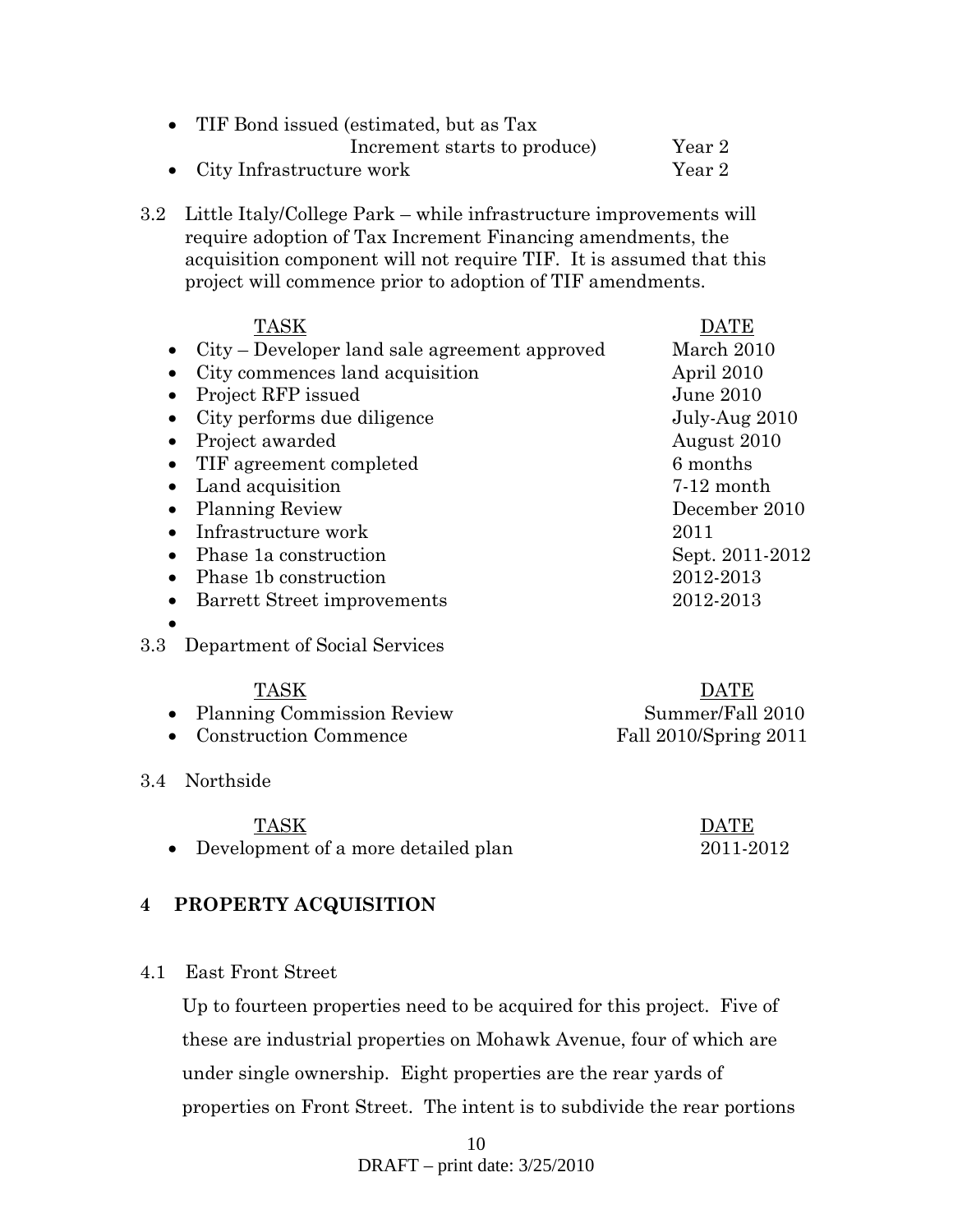- TIF Bond issued (estimated, but as Tax Increment starts to produce) — Year 2
- City Infrastructure work — Year 2

3.2 Little Italy/College Park – while infrastructure improvements will require adoption of Tax Increment Financing amendments, the acquisition component will not require TIF. It is assumed that this project will commence prior to adoption of TIF amendments.

| TASK | DATE |
| --- | --- |
| City – Developer land sale agreement approved | March 2010 |
| City commences land acquisition | April 2010 |
| Project RFP issued | June 2010 |
| City performs due diligence | July-Aug 2010 |
| Project awarded | August 2010 |
| TIF agreement completed | 6 months |
| Land acquisition | 7-12 month |
| Planning Review | December 2010 |
| Infrastructure work | 2011 |
| Phase 1a construction | Sept. 2011-2012 |
| Phase 1b construction | 2012-2013 |
| Barrett Street improvements | 2012-2013 |

3.3 Department of Social Services

| TASK | DATE |
| --- | --- |
| Planning Commission Review | Summer/Fall 2010 |
| Construction Commence | Fall 2010/Spring 2011 |

3.4 Northside

| TASK | DATE |
| --- | --- |
| Development of a more detailed plan | 2011-2012 |

## 4 PROPERTY ACQUISITION

4.1 East Front Street

Up to fourteen properties need to be acquired for this project. Five of these are industrial properties on Mohawk Avenue, four of which are under single ownership. Eight properties are the rear yards of properties on Front Street. The intent is to subdivide the rear portions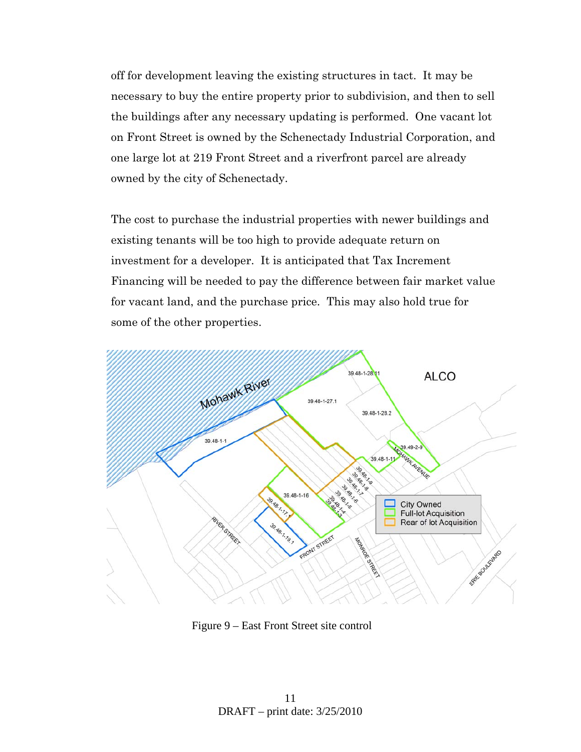off for development leaving the existing structures in tact. It may be necessary to buy the entire property prior to subdivision, and then to sell the buildings after any necessary updating is performed. One vacant lot on Front Street is owned by the Schenectady Industrial Corporation, and one large lot at 219 Front Street and a riverfront parcel are already owned by the city of Schenectady.

The cost to purchase the industrial properties with newer buildings and existing tenants will be too high to provide adequate return on investment for a developer. It is anticipated that Tax Increment Financing will be needed to pay the difference between fair market value for vacant land, and the purchase price. This may also hold true for some of the other properties.

Figure 9 – East Front Street site control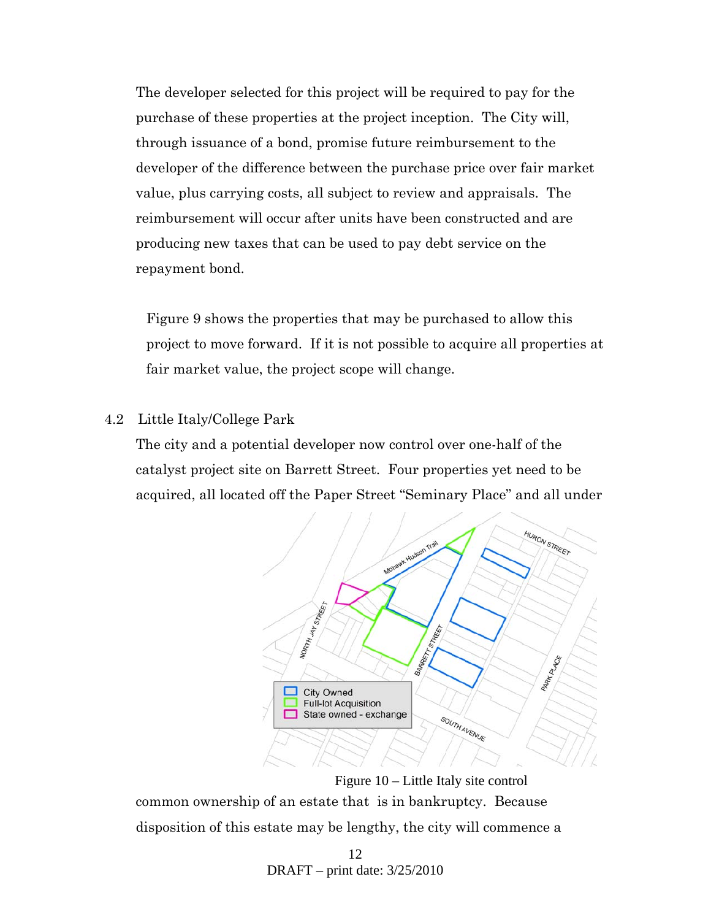The developer selected for this project will be required to pay for the purchase of these properties at the project inception. The City will, through issuance of a bond, promise future reimbursement to the developer of the difference between the purchase price over fair market value, plus carrying costs, all subject to review and appraisals. The reimbursement will occur after units have been constructed and are producing new taxes that can be used to pay debt service on the repayment bond.

Figure 9 shows the properties that may be purchased to allow this project to move forward. If it is not possible to acquire all properties at fair market value, the project scope will change.

### 4.2 Little Italy/College Park

The city and a potential developer now control over one-half of the catalyst project site on Barrett Street. Four properties yet need to be acquired, all located off the Paper Street "Seminary Place" and all under common ownership of an estate that is in bankruptcy. Because disposition of this estate may be lengthy, the city will commence a

Figure 10 – Little Italy site control

DRAFT – print date: 3/25/2010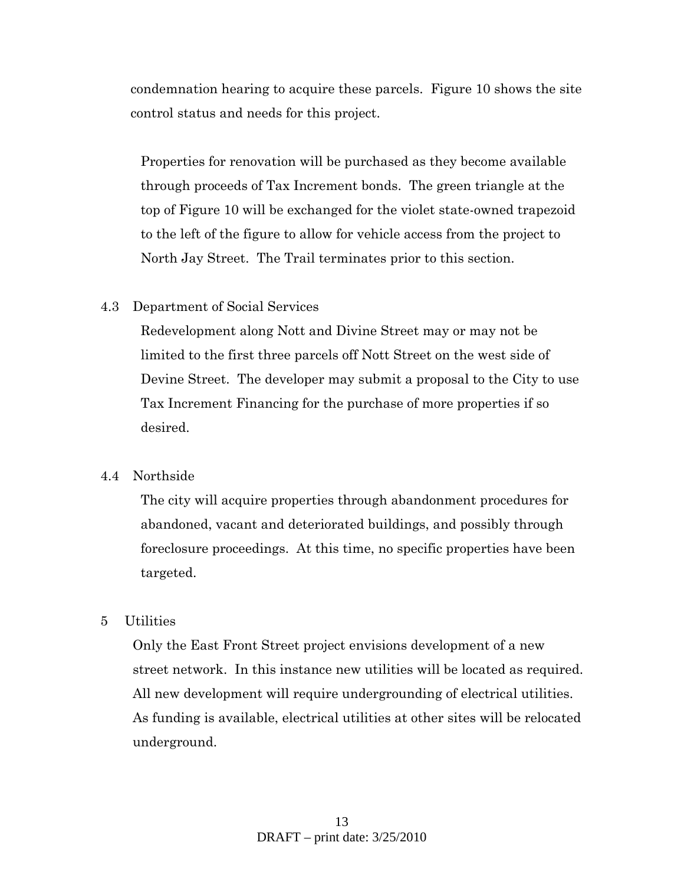condemnation hearing to acquire these parcels. Figure 10 shows the site control status and needs for this project.

Properties for renovation will be purchased as they become available through proceeds of Tax Increment bonds. The green triangle at the top of Figure 10 will be exchanged for the violet state-owned trapezoid to the left of the figure to allow for vehicle access from the project to North Jay Street. The Trail terminates prior to this section.

### 4.3 Department of Social Services

Redevelopment along Nott and Divine Street may or may not be limited to the first three parcels off Nott Street on the west side of Devine Street. The developer may submit a proposal to the City to use Tax Increment Financing for the purchase of more properties if so desired.

### 4.4 Northside

The city will acquire properties through abandonment procedures for abandoned, vacant and deteriorated buildings, and possibly through foreclosure proceedings. At this time, no specific properties have been targeted.

## 5 Utilities

Only the East Front Street project envisions development of a new street network. In this instance new utilities will be located as required. All new development will require undergrounding of electrical utilities. As funding is available, electrical utilities at other sites will be relocated underground.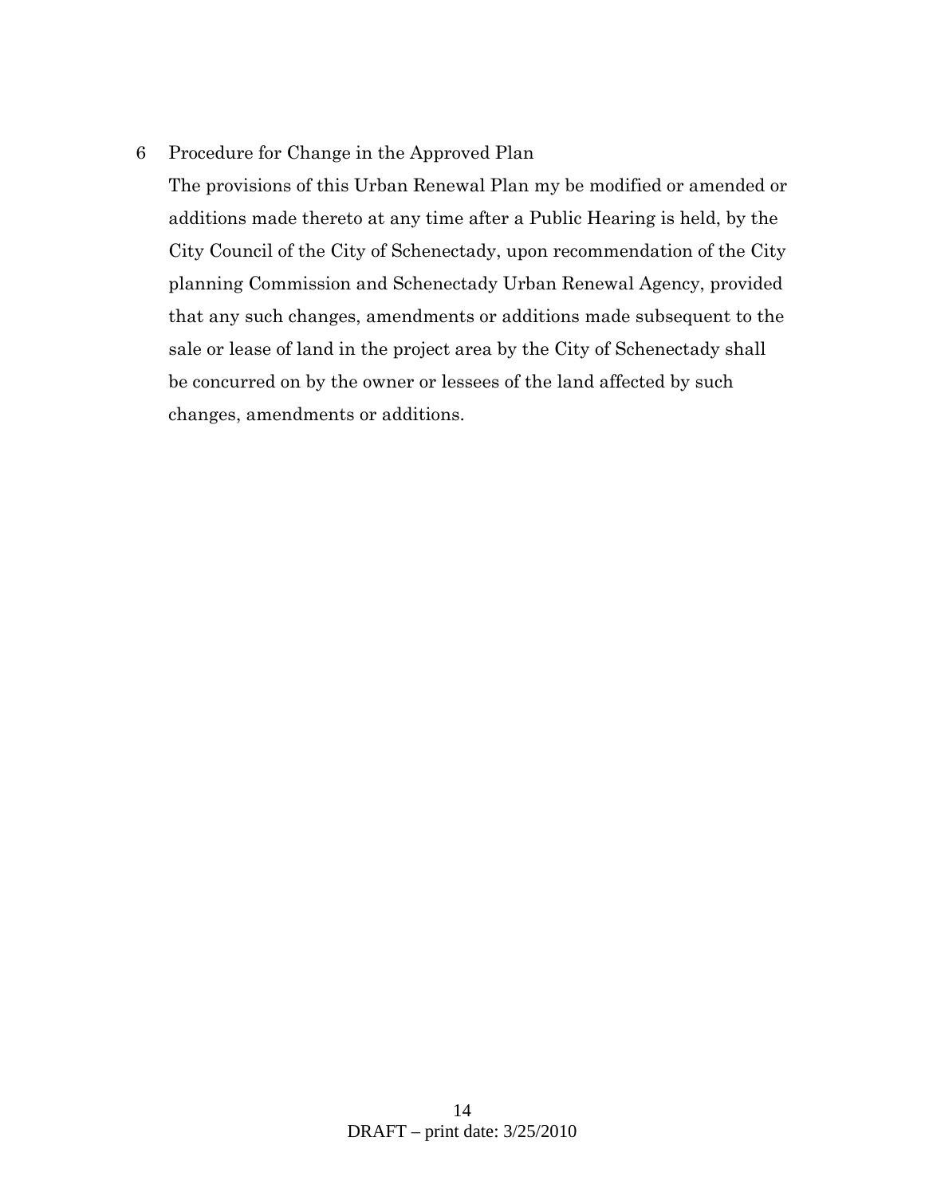6 Procedure for Change in the Approved Plan

The provisions of this Urban Renewal Plan my be modified or amended or additions made thereto at any time after a Public Hearing is held, by the City Council of the City of Schenectady, upon recommendation of the City planning Commission and Schenectady Urban Renewal Agency, provided that any such changes, amendments or additions made subsequent to the sale or lease of land in the project area by the City of Schenectady shall be concurred on by the owner or lessees of the land affected by such changes, amendments or additions.